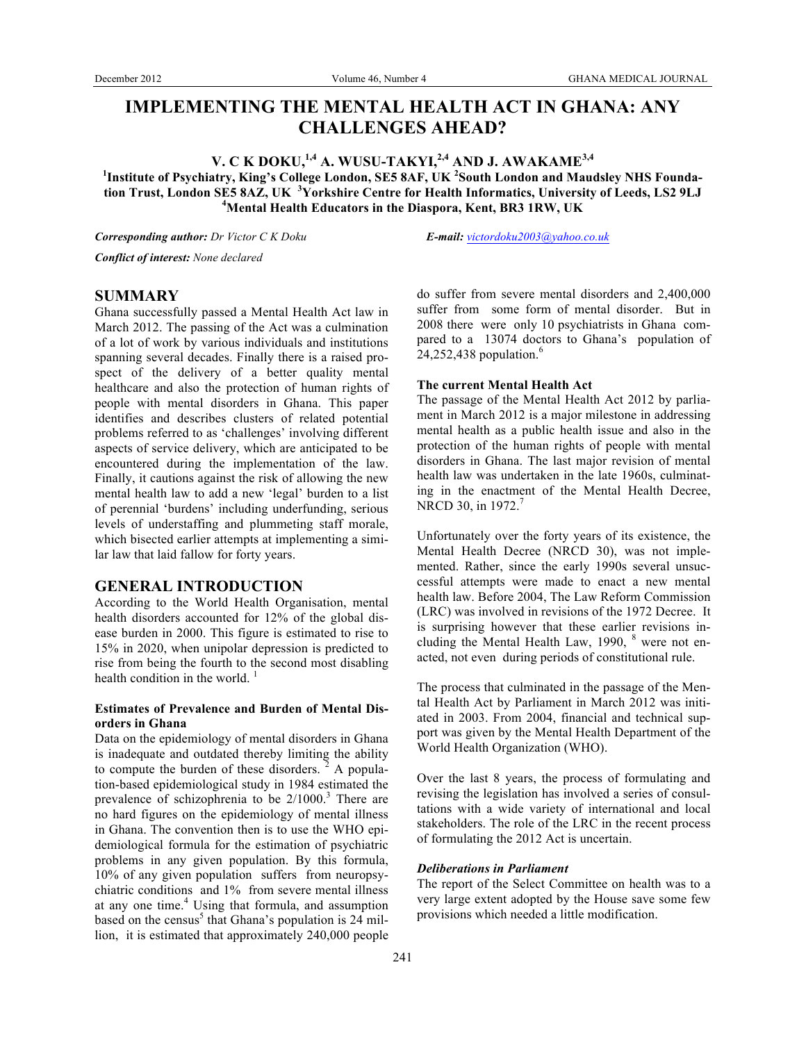# IMPLEMENTING THE MENTAL HEALTH ACT IN GHANA: ANY CHALLENGES AHEAD?

**V. C K DOKU,[1,4] A. WUSU-TAKYI,[2,4] AND J. AWAKAME[3,4]**

**[1]Institute of Psychiatry, King's College London, SE5 8AF, UK [2]South London and Maudsley NHS Foundation Trust, London SE5 8AZ, UK [3]Yorkshire Centre for Health Informatics, University of Leeds, LS2 9LJ [4]Mental Health Educators in the Diaspora, Kent, BR3 1RW, UK**

***Corresponding author:*** *Dr Victor C K Doku* ***E-mail:*** *victordoku2003@yahoo.co.uk*

***Conflict of interest:*** *None declared*

## SUMMARY

Ghana successfully passed a Mental Health Act law in March 2012. The passing of the Act was a culmination of a lot of work by various individuals and institutions spanning several decades. Finally there is a raised prospect of the delivery of a better quality mental healthcare and also the protection of human rights of people with mental disorders in Ghana. This paper identifies and describes clusters of related potential problems referred to as 'challenges' involving different aspects of service delivery, which are anticipated to be encountered during the implementation of the law. Finally, it cautions against the risk of allowing the new mental health law to add a new 'legal' burden to a list of perennial 'burdens' including underfunding, serious levels of understaffing and plummeting staff morale, which bisected earlier attempts at implementing a similar law that laid fallow for forty years.

## GENERAL INTRODUCTION

According to the World Health Organisation, mental health disorders accounted for 12% of the global disease burden in 2000. This figure is estimated to rise to 15% in 2020, when unipolar depression is predicted to rise from being the fourth to the second most disabling health condition in the world. [1]

### Estimates of Prevalence and Burden of Mental Disorders in Ghana

Data on the epidemiology of mental disorders in Ghana is inadequate and outdated thereby limiting the ability to compute the burden of these disorders. [2] A population-based epidemiological study in 1984 estimated the prevalence of schizophrenia to be 2/1000.[3] There are no hard figures on the epidemiology of mental illness in Ghana. The convention then is to use the WHO epidemiological formula for the estimation of psychiatric problems in any given population. By this formula, 10% of any given population suffers from neuropsychiatric conditions and 1% from severe mental illness at any one time.[4] Using that formula, and assumption based on the census[5] that Ghana's population is 24 million, it is estimated that approximately 240,000 people do suffer from severe mental disorders and 2,400,000 suffer from some form of mental disorder. But in 2008 there were only 10 psychiatrists in Ghana compared to a 13074 doctors to Ghana's population of 24,252,438 population.[6]

### The current Mental Health Act

The passage of the Mental Health Act 2012 by parliament in March 2012 is a major milestone in addressing mental health as a public health issue and also in the protection of the human rights of people with mental disorders in Ghana. The last major revision of mental health law was undertaken in the late 1960s, culminating in the enactment of the Mental Health Decree, NRCD 30, in 1972.[7]

Unfortunately over the forty years of its existence, the Mental Health Decree (NRCD 30), was not implemented. Rather, since the early 1990s several unsuccessful attempts were made to enact a new mental health law. Before 2004, The Law Reform Commission (LRC) was involved in revisions of the 1972 Decree. It is surprising however that these earlier revisions including the Mental Health Law, 1990, [8] were not enacted, not even during periods of constitutional rule.

The process that culminated in the passage of the Mental Health Act by Parliament in March 2012 was initiated in 2003. From 2004, financial and technical support was given by the Mental Health Department of the World Health Organization (WHO).

Over the last 8 years, the process of formulating and revising the legislation has involved a series of consultations with a wide variety of international and local stakeholders. The role of the LRC in the recent process of formulating the 2012 Act is uncertain.

#### *Deliberations in Parliament*

The report of the Select Committee on health was to a very large extent adopted by the House save some few provisions which needed a little modification.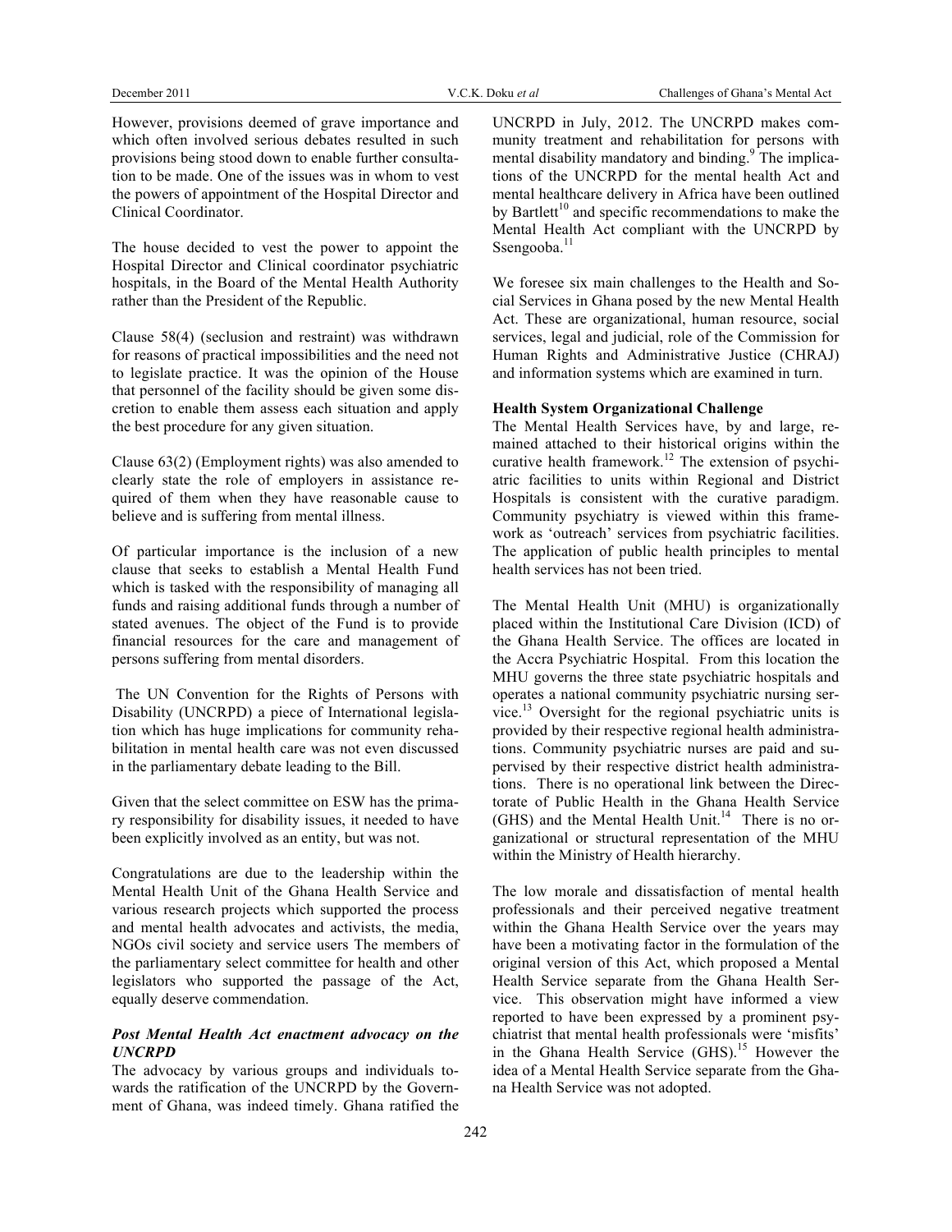However, provisions deemed of grave importance and which often involved serious debates resulted in such provisions being stood down to enable further consultation to be made. One of the issues was in whom to vest the powers of appointment of the Hospital Director and Clinical Coordinator.

The house decided to vest the power to appoint the Hospital Director and Clinical coordinator psychiatric hospitals, in the Board of the Mental Health Authority rather than the President of the Republic.

Clause 58(4) (seclusion and restraint) was withdrawn for reasons of practical impossibilities and the need not to legislate practice. It was the opinion of the House that personnel of the facility should be given some discretion to enable them assess each situation and apply the best procedure for any given situation.

Clause 63(2) (Employment rights) was also amended to clearly state the role of employers in assistance required of them when they have reasonable cause to believe and is suffering from mental illness.

Of particular importance is the inclusion of a new clause that seeks to establish a Mental Health Fund which is tasked with the responsibility of managing all funds and raising additional funds through a number of stated avenues. The object of the Fund is to provide financial resources for the care and management of persons suffering from mental disorders.

The UN Convention for the Rights of Persons with Disability (UNCRPD) a piece of International legislation which has huge implications for community rehabilitation in mental health care was not even discussed in the parliamentary debate leading to the Bill.

Given that the select committee on ESW has the primary responsibility for disability issues, it needed to have been explicitly involved as an entity, but was not.

Congratulations are due to the leadership within the Mental Health Unit of the Ghana Health Service and various research projects which supported the process and mental health advocates and activists, the media, NGOs civil society and service users The members of the parliamentary select committee for health and other legislators who supported the passage of the Act, equally deserve commendation.

### *Post Mental Health Act enactment advocacy on the UNCRPD*

The advocacy by various groups and individuals towards the ratification of the UNCRPD by the Government of Ghana, was indeed timely. Ghana ratified the UNCRPD in July, 2012. The UNCRPD makes community treatment and rehabilitation for persons with mental disability mandatory and binding.[9] The implications of the UNCRPD for the mental health Act and mental healthcare delivery in Africa have been outlined by Bartlett[10] and specific recommendations to make the Mental Health Act compliant with the UNCRPD by Ssengooba.[11]

We foresee six main challenges to the Health and Social Services in Ghana posed by the new Mental Health Act. These are organizational, human resource, social services, legal and judicial, role of the Commission for Human Rights and Administrative Justice (CHRAJ) and information systems which are examined in turn.

### Health System Organizational Challenge

The Mental Health Services have, by and large, remained attached to their historical origins within the curative health framework.[12] The extension of psychiatric facilities to units within Regional and District Hospitals is consistent with the curative paradigm. Community psychiatry is viewed within this framework as 'outreach' services from psychiatric facilities. The application of public health principles to mental health services has not been tried.

The Mental Health Unit (MHU) is organizationally placed within the Institutional Care Division (ICD) of the Ghana Health Service. The offices are located in the Accra Psychiatric Hospital. From this location the MHU governs the three state psychiatric hospitals and operates a national community psychiatric nursing service.[13] Oversight for the regional psychiatric units is provided by their respective regional health administrations. Community psychiatric nurses are paid and supervised by their respective district health administrations. There is no operational link between the Directorate of Public Health in the Ghana Health Service (GHS) and the Mental Health Unit.[14] There is no organizational or structural representation of the MHU within the Ministry of Health hierarchy.

The low morale and dissatisfaction of mental health professionals and their perceived negative treatment within the Ghana Health Service over the years may have been a motivating factor in the formulation of the original version of this Act, which proposed a Mental Health Service separate from the Ghana Health Service. This observation might have informed a view reported to have been expressed by a prominent psychiatrist that mental health professionals were 'misfits' in the Ghana Health Service (GHS).[15] However the idea of a Mental Health Service separate from the Ghana Health Service was not adopted.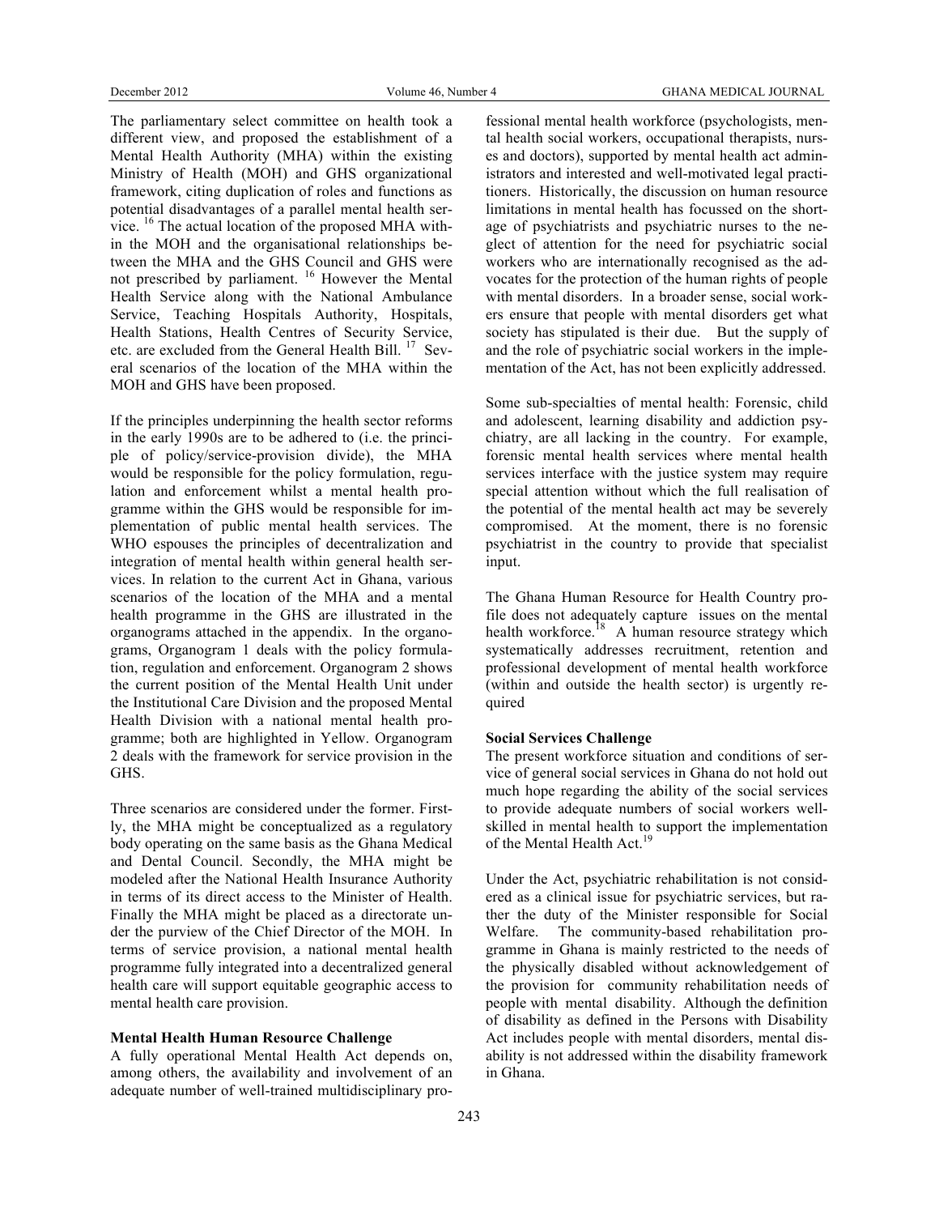The parliamentary select committee on health took a different view, and proposed the establishment of a Mental Health Authority (MHA) within the existing Ministry of Health (MOH) and GHS organizational framework, citing duplication of roles and functions as potential disadvantages of a parallel mental health service.[16] The actual location of the proposed MHA within the MOH and the organisational relationships between the MHA and the GHS Council and GHS were not prescribed by parliament.[16] However the Mental Health Service along with the National Ambulance Service, Teaching Hospitals Authority, Hospitals, Health Stations, Health Centres of Security Service, etc. are excluded from the General Health Bill.[17] Several scenarios of the location of the MHA within the MOH and GHS have been proposed.

If the principles underpinning the health sector reforms in the early 1990s are to be adhered to (i.e. the principle of policy/service-provision divide), the MHA would be responsible for the policy formulation, regulation and enforcement whilst a mental health programme within the GHS would be responsible for implementation of public mental health services. The WHO espouses the principles of decentralization and integration of mental health within general health services. In relation to the current Act in Ghana, various scenarios of the location of the MHA and a mental health programme in the GHS are illustrated in the organograms attached in the appendix. In the organograms, Organogram 1 deals with the policy formulation, regulation and enforcement. Organogram 2 shows the current position of the Mental Health Unit under the Institutional Care Division and the proposed Mental Health Division with a national mental health programme; both are highlighted in Yellow. Organogram 2 deals with the framework for service provision in the GHS.

Three scenarios are considered under the former. Firstly, the MHA might be conceptualized as a regulatory body operating on the same basis as the Ghana Medical and Dental Council. Secondly, the MHA might be modeled after the National Health Insurance Authority in terms of its direct access to the Minister of Health. Finally the MHA might be placed as a directorate under the purview of the Chief Director of the MOH. In terms of service provision, a national mental health programme fully integrated into a decentralized general health care will support equitable geographic access to mental health care provision.

**Mental Health Human Resource Challenge**

A fully operational Mental Health Act depends on, among others, the availability and involvement of an adequate number of well-trained multidisciplinary professional mental health workforce (psychologists, mental health social workers, occupational therapists, nurses and doctors), supported by mental health act administrators and interested and well-motivated legal practitioners. Historically, the discussion on human resource limitations in mental health has focussed on the shortage of psychiatrists and psychiatric nurses to the neglect of attention for the need for psychiatric social workers who are internationally recognised as the advocates for the protection of the human rights of people with mental disorders. In a broader sense, social workers ensure that people with mental disorders get what society has stipulated is their due. But the supply of and the role of psychiatric social workers in the implementation of the Act, has not been explicitly addressed.

Some sub-specialties of mental health: Forensic, child and adolescent, learning disability and addiction psychiatry, are all lacking in the country. For example, forensic mental health services where mental health services interface with the justice system may require special attention without which the full realisation of the potential of the mental health act may be severely compromised. At the moment, there is no forensic psychiatrist in the country to provide that specialist input.

The Ghana Human Resource for Health Country profile does not adequately capture issues on the mental health workforce.[18] A human resource strategy which systematically addresses recruitment, retention and professional development of mental health workforce (within and outside the health sector) is urgently required

**Social Services Challenge**

The present workforce situation and conditions of service of general social services in Ghana do not hold out much hope regarding the ability of the social services to provide adequate numbers of social workers well-skilled in mental health to support the implementation of the Mental Health Act.[19]

Under the Act, psychiatric rehabilitation is not considered as a clinical issue for psychiatric services, but rather the duty of the Minister responsible for Social Welfare. The community-based rehabilitation programme in Ghana is mainly restricted to the needs of the physically disabled without acknowledgement of the provision for community rehabilitation needs of people with mental disability. Although the definition of disability as defined in the Persons with Disability Act includes people with mental disorders, mental disability is not addressed within the disability framework in Ghana.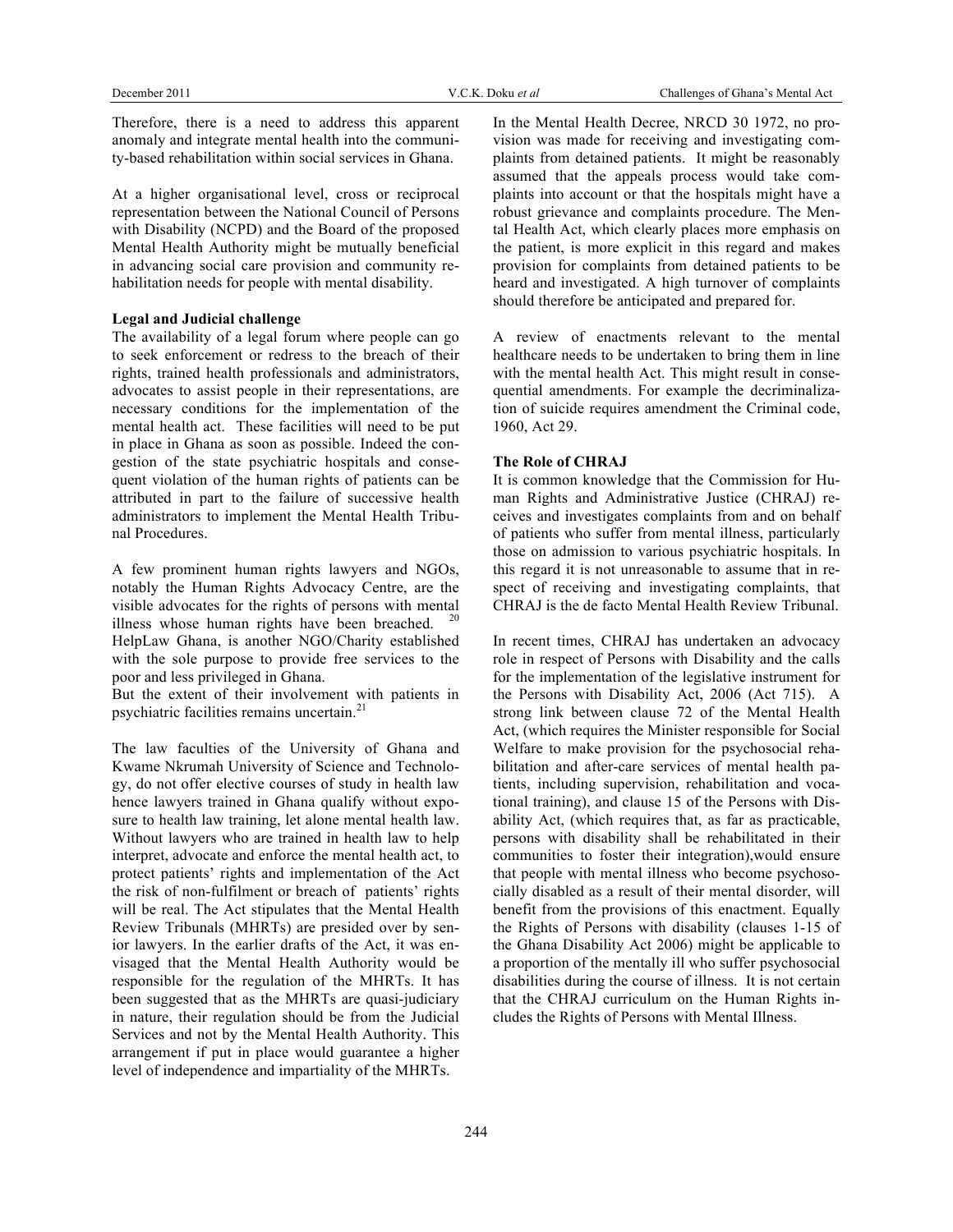Therefore, there is a need to address this apparent anomaly and integrate mental health into the community-based rehabilitation within social services in Ghana.

At a higher organisational level, cross or reciprocal representation between the National Council of Persons with Disability (NCPD) and the Board of the proposed Mental Health Authority might be mutually beneficial in advancing social care provision and community rehabilitation needs for people with mental disability.

**Legal and Judicial challenge**

The availability of a legal forum where people can go to seek enforcement or redress to the breach of their rights, trained health professionals and administrators, advocates to assist people in their representations, are necessary conditions for the implementation of the mental health act. These facilities will need to be put in place in Ghana as soon as possible. Indeed the congestion of the state psychiatric hospitals and consequent violation of the human rights of patients can be attributed in part to the failure of successive health administrators to implement the Mental Health Tribunal Procedures.

A few prominent human rights lawyers and NGOs, notably the Human Rights Advocacy Centre, are the visible advocates for the rights of persons with mental illness whose human rights have been breached. [20] HelpLaw Ghana, is another NGO/Charity established with the sole purpose to provide free services to the poor and less privileged in Ghana.
But the extent of their involvement with patients in psychiatric facilities remains uncertain.[21]

The law faculties of the University of Ghana and Kwame Nkrumah University of Science and Technology, do not offer elective courses of study in health law hence lawyers trained in Ghana qualify without exposure to health law training, let alone mental health law. Without lawyers who are trained in health law to help interpret, advocate and enforce the mental health act, to protect patients' rights and implementation of the Act the risk of non-fulfilment or breach of patients' rights will be real. The Act stipulates that the Mental Health Review Tribunals (MHRTs) are presided over by senior lawyers. In the earlier drafts of the Act, it was envisaged that the Mental Health Authority would be responsible for the regulation of the MHRTs. It has been suggested that as the MHRTs are quasi-judiciary in nature, their regulation should be from the Judicial Services and not by the Mental Health Authority. This arrangement if put in place would guarantee a higher level of independence and impartiality of the MHRTs.

In the Mental Health Decree, NRCD 30 1972, no provision was made for receiving and investigating complaints from detained patients. It might be reasonably assumed that the appeals process would take complaints into account or that the hospitals might have a robust grievance and complaints procedure. The Mental Health Act, which clearly places more emphasis on the patient, is more explicit in this regard and makes provision for complaints from detained patients to be heard and investigated. A high turnover of complaints should therefore be anticipated and prepared for.

A review of enactments relevant to the mental healthcare needs to be undertaken to bring them in line with the mental health Act. This might result in consequential amendments. For example the decriminalization of suicide requires amendment the Criminal code, 1960, Act 29.

**The Role of CHRAJ**

It is common knowledge that the Commission for Human Rights and Administrative Justice (CHRAJ) receives and investigates complaints from and on behalf of patients who suffer from mental illness, particularly those on admission to various psychiatric hospitals. In this regard it is not unreasonable to assume that in respect of receiving and investigating complaints, that CHRAJ is the de facto Mental Health Review Tribunal.

In recent times, CHRAJ has undertaken an advocacy role in respect of Persons with Disability and the calls for the implementation of the legislative instrument for the Persons with Disability Act, 2006 (Act 715). A strong link between clause 72 of the Mental Health Act, (which requires the Minister responsible for Social Welfare to make provision for the psychosocial rehabilitation and after-care services of mental health patients, including supervision, rehabilitation and vocational training), and clause 15 of the Persons with Disability Act, (which requires that, as far as practicable, persons with disability shall be rehabilitated in their communities to foster their integration),would ensure that people with mental illness who become psychosocially disabled as a result of their mental disorder, will benefit from the provisions of this enactment. Equally the Rights of Persons with disability (clauses 1-15 of the Ghana Disability Act 2006) might be applicable to a proportion of the mentally ill who suffer psychosocial disabilities during the course of illness. It is not certain that the CHRAJ curriculum on the Human Rights includes the Rights of Persons with Mental Illness.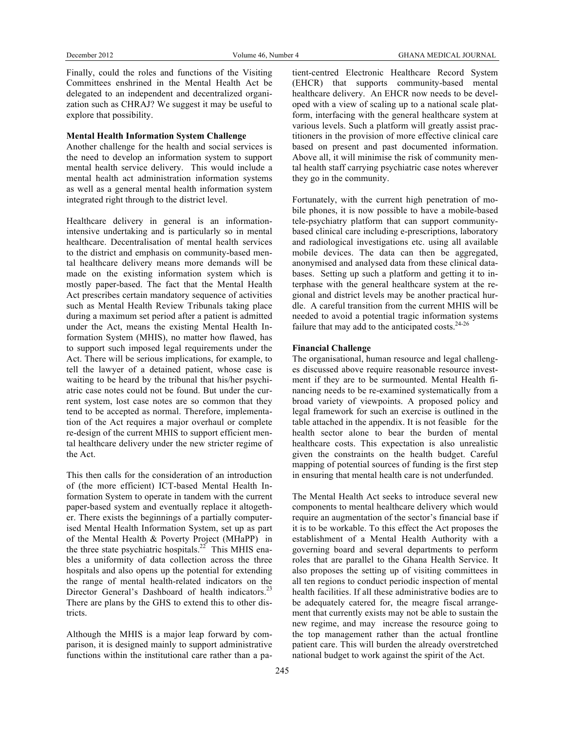Finally, could the roles and functions of the Visiting Committees enshrined in the Mental Health Act be delegated to an independent and decentralized organization such as CHRAJ? We suggest it may be useful to explore that possibility.

**Mental Health Information System Challenge**

Another challenge for the health and social services is the need to develop an information system to support mental health service delivery. This would include a mental health act administration information systems as well as a general mental health information system integrated right through to the district level.

Healthcare delivery in general is an information-intensive undertaking and is particularly so in mental healthcare. Decentralisation of mental health services to the district and emphasis on community-based mental healthcare delivery means more demands will be made on the existing information system which is mostly paper-based. The fact that the Mental Health Act prescribes certain mandatory sequence of activities such as Mental Health Review Tribunals taking place during a maximum set period after a patient is admitted under the Act, means the existing Mental Health Information System (MHIS), no matter how flawed, has to support such imposed legal requirements under the Act. There will be serious implications, for example, to tell the lawyer of a detained patient, whose case is waiting to be heard by the tribunal that his/her psychiatric case notes could not be found. But under the current system, lost case notes are so common that they tend to be accepted as normal. Therefore, implementation of the Act requires a major overhaul or complete re-design of the current MHIS to support efficient mental healthcare delivery under the new stricter regime of the Act.

This then calls for the consideration of an introduction of (the more efficient) ICT-based Mental Health Information System to operate in tandem with the current paper-based system and eventually replace it altogether. There exists the beginnings of a partially computerised Mental Health Information System, set up as part of the Mental Health & Poverty Project (MHaPP) in the three state psychiatric hospitals.[22] This MHIS enables a uniformity of data collection across the three hospitals and also opens up the potential for extending the range of mental health-related indicators on the Director General's Dashboard of health indicators.[23] There are plans by the GHS to extend this to other districts.

Although the MHIS is a major leap forward by comparison, it is designed mainly to support administrative functions within the institutional care rather than a patient-centred Electronic Healthcare Record System (EHCR) that supports community-based mental healthcare delivery. An EHCR now needs to be developed with a view of scaling up to a national scale platform, interfacing with the general healthcare system at various levels. Such a platform will greatly assist practitioners in the provision of more effective clinical care based on present and past documented information. Above all, it will minimise the risk of community mental health staff carrying psychiatric case notes wherever they go in the community.

Fortunately, with the current high penetration of mobile phones, it is now possible to have a mobile-based tele-psychiatry platform that can support community-based clinical care including e-prescriptions, laboratory and radiological investigations etc. using all available mobile devices. The data can then be aggregated, anonymised and analysed data from these clinical databases. Setting up such a platform and getting it to interphase with the general healthcare system at the regional and district levels may be another practical hurdle. A careful transition from the current MHIS will be needed to avoid a potential tragic information systems failure that may add to the anticipated costs.[24-26]

**Financial Challenge**

The organisational, human resource and legal challenges discussed above require reasonable resource investment if they are to be surmounted. Mental Health financing needs to be re-examined systematically from a broad variety of viewpoints. A proposed policy and legal framework for such an exercise is outlined in the table attached in the appendix. It is not feasible for the health sector alone to bear the burden of mental healthcare costs. This expectation is also unrealistic given the constraints on the health budget. Careful mapping of potential sources of funding is the first step in ensuring that mental health care is not underfunded.

The Mental Health Act seeks to introduce several new components to mental healthcare delivery which would require an augmentation of the sector's financial base if it is to be workable. To this effect the Act proposes the establishment of a Mental Health Authority with a governing board and several departments to perform roles that are parallel to the Ghana Health Service. It also proposes the setting up of visiting committees in all ten regions to conduct periodic inspection of mental health facilities. If all these administrative bodies are to be adequately catered for, the meagre fiscal arrangement that currently exists may not be able to sustain the new regime, and may increase the resource going to the top management rather than the actual frontline patient care. This will burden the already overstretched national budget to work against the spirit of the Act.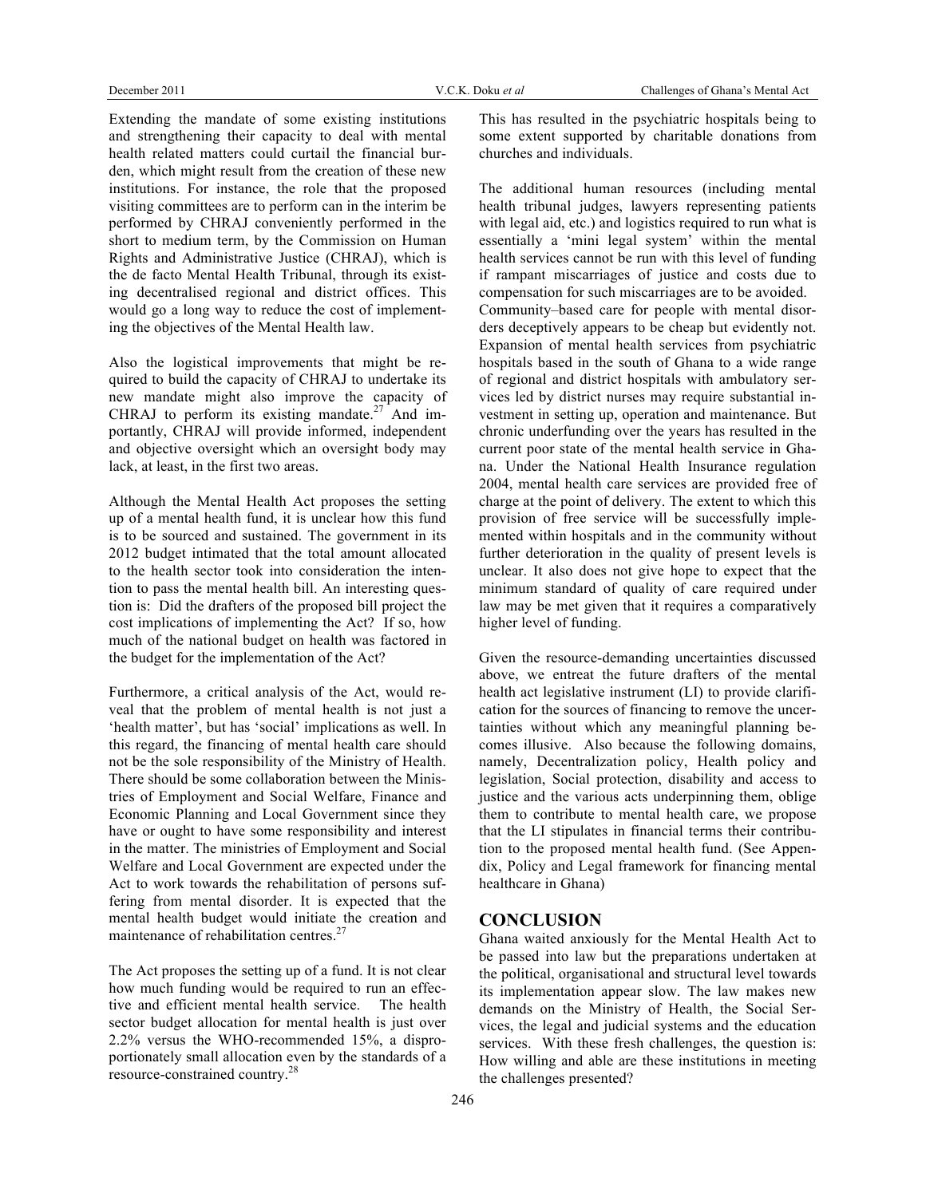Extending the mandate of some existing institutions and strengthening their capacity to deal with mental health related matters could curtail the financial burden, which might result from the creation of these new institutions. For instance, the role that the proposed visiting committees are to perform can in the interim be performed by CHRAJ conveniently performed in the short to medium term, by the Commission on Human Rights and Administrative Justice (CHRAJ), which is the de facto Mental Health Tribunal, through its existing decentralised regional and district offices. This would go a long way to reduce the cost of implementing the objectives of the Mental Health law.

Also the logistical improvements that might be required to build the capacity of CHRAJ to undertake its new mandate might also improve the capacity of CHRAJ to perform its existing mandate.[27] And importantly, CHRAJ will provide informed, independent and objective oversight which an oversight body may lack, at least, in the first two areas.

Although the Mental Health Act proposes the setting up of a mental health fund, it is unclear how this fund is to be sourced and sustained. The government in its 2012 budget intimated that the total amount allocated to the health sector took into consideration the intention to pass the mental health bill. An interesting question is: Did the drafters of the proposed bill project the cost implications of implementing the Act? If so, how much of the national budget on health was factored in the budget for the implementation of the Act?

Furthermore, a critical analysis of the Act, would reveal that the problem of mental health is not just a 'health matter', but has 'social' implications as well. In this regard, the financing of mental health care should not be the sole responsibility of the Ministry of Health. There should be some collaboration between the Ministries of Employment and Social Welfare, Finance and Economic Planning and Local Government since they have or ought to have some responsibility and interest in the matter. The ministries of Employment and Social Welfare and Local Government are expected under the Act to work towards the rehabilitation of persons suffering from mental disorder. It is expected that the mental health budget would initiate the creation and maintenance of rehabilitation centres.[27]

The Act proposes the setting up of a fund. It is not clear how much funding would be required to run an effective and efficient mental health service. The health sector budget allocation for mental health is just over 2.2% versus the WHO-recommended 15%, a disproportionately small allocation even by the standards of a resource-constrained country.[28]

This has resulted in the psychiatric hospitals being to some extent supported by charitable donations from churches and individuals.

The additional human resources (including mental health tribunal judges, lawyers representing patients with legal aid, etc.) and logistics required to run what is essentially a 'mini legal system' within the mental health services cannot be run with this level of funding if rampant miscarriages of justice and costs due to compensation for such miscarriages are to be avoided. Community–based care for people with mental disorders deceptively appears to be cheap but evidently not. Expansion of mental health services from psychiatric hospitals based in the south of Ghana to a wide range of regional and district hospitals with ambulatory services led by district nurses may require substantial investment in setting up, operation and maintenance. But chronic underfunding over the years has resulted in the current poor state of the mental health service in Ghana. Under the National Health Insurance regulation 2004, mental health care services are provided free of charge at the point of delivery. The extent to which this provision of free service will be successfully implemented within hospitals and in the community without further deterioration in the quality of present levels is unclear. It also does not give hope to expect that the minimum standard of quality of care required under law may be met given that it requires a comparatively higher level of funding.

Given the resource-demanding uncertainties discussed above, we entreat the future drafters of the mental health act legislative instrument (LI) to provide clarification for the sources of financing to remove the uncertainties without which any meaningful planning becomes illusive. Also because the following domains, namely, Decentralization policy, Health policy and legislation, Social protection, disability and access to justice and the various acts underpinning them, oblige them to contribute to mental health care, we propose that the LI stipulates in financial terms their contribution to the proposed mental health fund. (See Appendix, Policy and Legal framework for financing mental healthcare in Ghana)

## CONCLUSION

Ghana waited anxiously for the Mental Health Act to be passed into law but the preparations undertaken at the political, organisational and structural level towards its implementation appear slow. The law makes new demands on the Ministry of Health, the Social Services, the legal and judicial systems and the education services. With these fresh challenges, the question is: How willing and able are these institutions in meeting the challenges presented?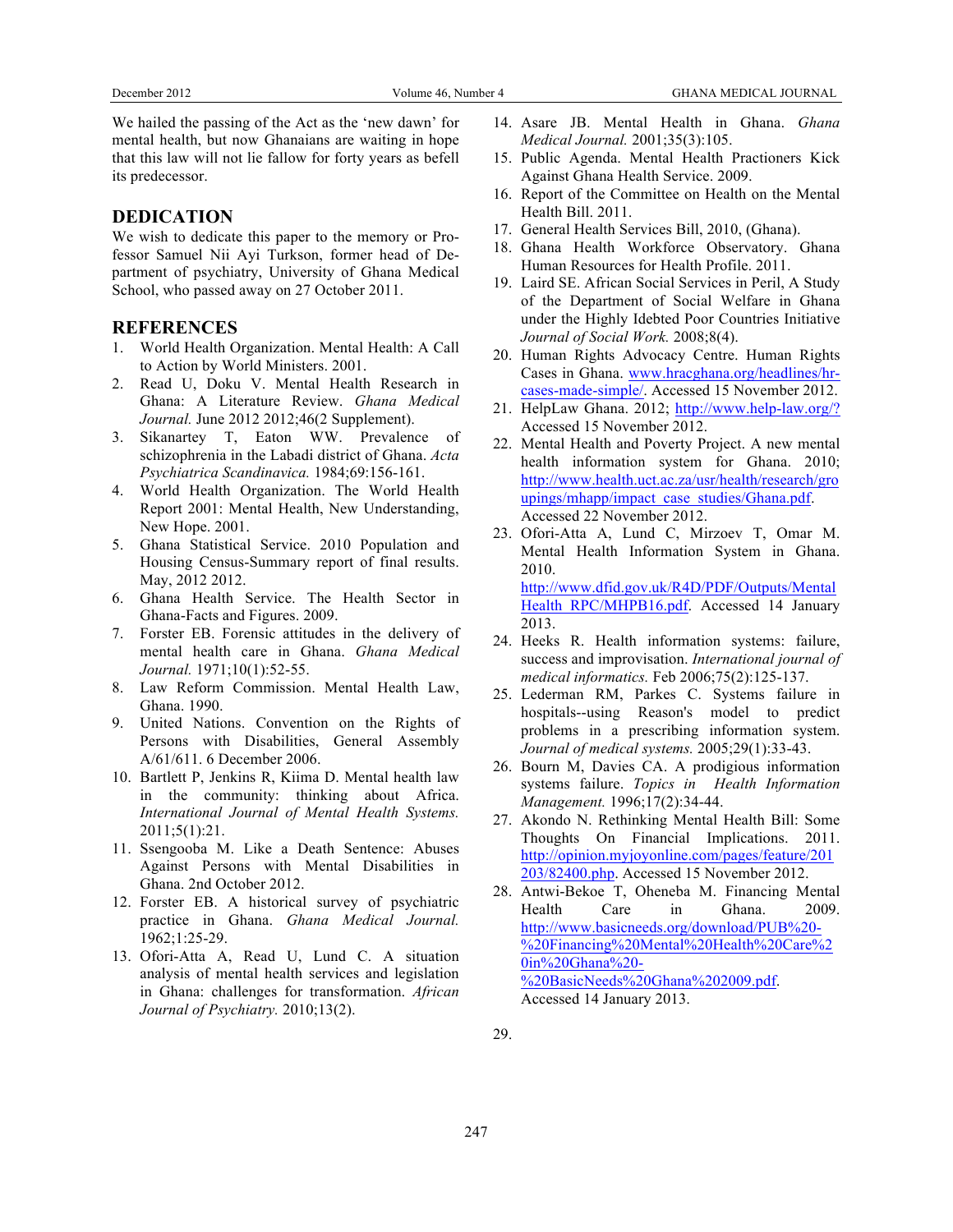We hailed the passing of the Act as the 'new dawn' for mental health, but now Ghanaians are waiting in hope that this law will not lie fallow for forty years as befell its predecessor.

## DEDICATION

We wish to dedicate this paper to the memory or Professor Samuel Nii Ayi Turkson, former head of Department of psychiatry, University of Ghana Medical School, who passed away on 27 October 2011.

## REFERENCES

1. World Health Organization. Mental Health: A Call to Action by World Ministers. 2001.
2. Read U, Doku V. Mental Health Research in Ghana: A Literature Review. *Ghana Medical Journal.* June 2012 2012;46(2 Supplement).
3. Sikanartey T, Eaton WW. Prevalence of schizophrenia in the Labadi district of Ghana. *Acta Psychiatrica Scandinavica.* 1984;69:156-161.
4. World Health Organization. The World Health Report 2001: Mental Health, New Understanding, New Hope. 2001.
5. Ghana Statistical Service. 2010 Population and Housing Census-Summary report of final results. May, 2012 2012.
6. Ghana Health Service. The Health Sector in Ghana-Facts and Figures. 2009.
7. Forster EB. Forensic attitudes in the delivery of mental health care in Ghana. *Ghana Medical Journal.* 1971;10(1):52-55.
8. Law Reform Commission. Mental Health Law, Ghana. 1990.
9. United Nations. Convention on the Rights of Persons with Disabilities, General Assembly A/61/611. 6 December 2006.
10. Bartlett P, Jenkins R, Kiima D. Mental health law in the community: thinking about Africa. *International Journal of Mental Health Systems.* 2011;5(1):21.
11. Ssengooba M. Like a Death Sentence: Abuses Against Persons with Mental Disabilities in Ghana. 2nd October 2012.
12. Forster EB. A historical survey of psychiatric practice in Ghana. *Ghana Medical Journal.* 1962;1:25-29.
13. Ofori-Atta A, Read U, Lund C. A situation analysis of mental health services and legislation in Ghana: challenges for transformation. *African Journal of Psychiatry.* 2010;13(2).
14. Asare JB. Mental Health in Ghana. *Ghana Medical Journal.* 2001;35(3):105.
15. Public Agenda. Mental Health Practioners Kick Against Ghana Health Service. 2009.
16. Report of the Committee on Health on the Mental Health Bill. 2011.
17. General Health Services Bill, 2010, (Ghana).
18. Ghana Health Workforce Observatory. Ghana Human Resources for Health Profile. 2011.
19. Laird SE. African Social Services in Peril, A Study of the Department of Social Welfare in Ghana under the Highly Idebted Poor Countries Initiative *Journal of Social Work.* 2008;8(4).
20. Human Rights Advocacy Centre. Human Rights Cases in Ghana. www.hracghana.org/headlines/hr-cases-made-simple/. Accessed 15 November 2012.
21. HelpLaw Ghana. 2012; http://www.help-law.org/? Accessed 15 November 2012.
22. Mental Health and Poverty Project. A new mental health information system for Ghana. 2010; http://www.health.uct.ac.za/usr/health/research/groupings/mhapp/impact_case_studies/Ghana.pdf. Accessed 22 November 2012.
23. Ofori-Atta A, Lund C, Mirzoev T, Omar M. Mental Health Information System in Ghana. 2010. http://www.dfid.gov.uk/R4D/PDF/Outputs/MentalHealth_RPC/MHPB16.pdf. Accessed 14 January 2013.
24. Heeks R. Health information systems: failure, success and improvisation. *International journal of medical informatics.* Feb 2006;75(2):125-137.
25. Lederman RM, Parkes C. Systems failure in hospitals--using Reason's model to predict problems in a prescribing information system. *Journal of medical systems.* 2005;29(1):33-43.
26. Bourn M, Davies CA. A prodigious information systems failure. *Topics in Health Information Management.* 1996;17(2):34-44.
27. Akondo N. Rethinking Mental Health Bill: Some Thoughts On Financial Implications. 2011. http://opinion.myjoyonline.com/pages/feature/201203/82400.php. Accessed 15 November 2012.
28. Antwi-Bekoe T, Oheneba M. Financing Mental Health Care in Ghana. 2009. http://www.basicneeds.org/download/PUB%20-%20Financing%20Mental%20Health%20Care%20in%20Ghana%20-%20BasicNeeds%20Ghana%202009.pdf. Accessed 14 January 2013.
29.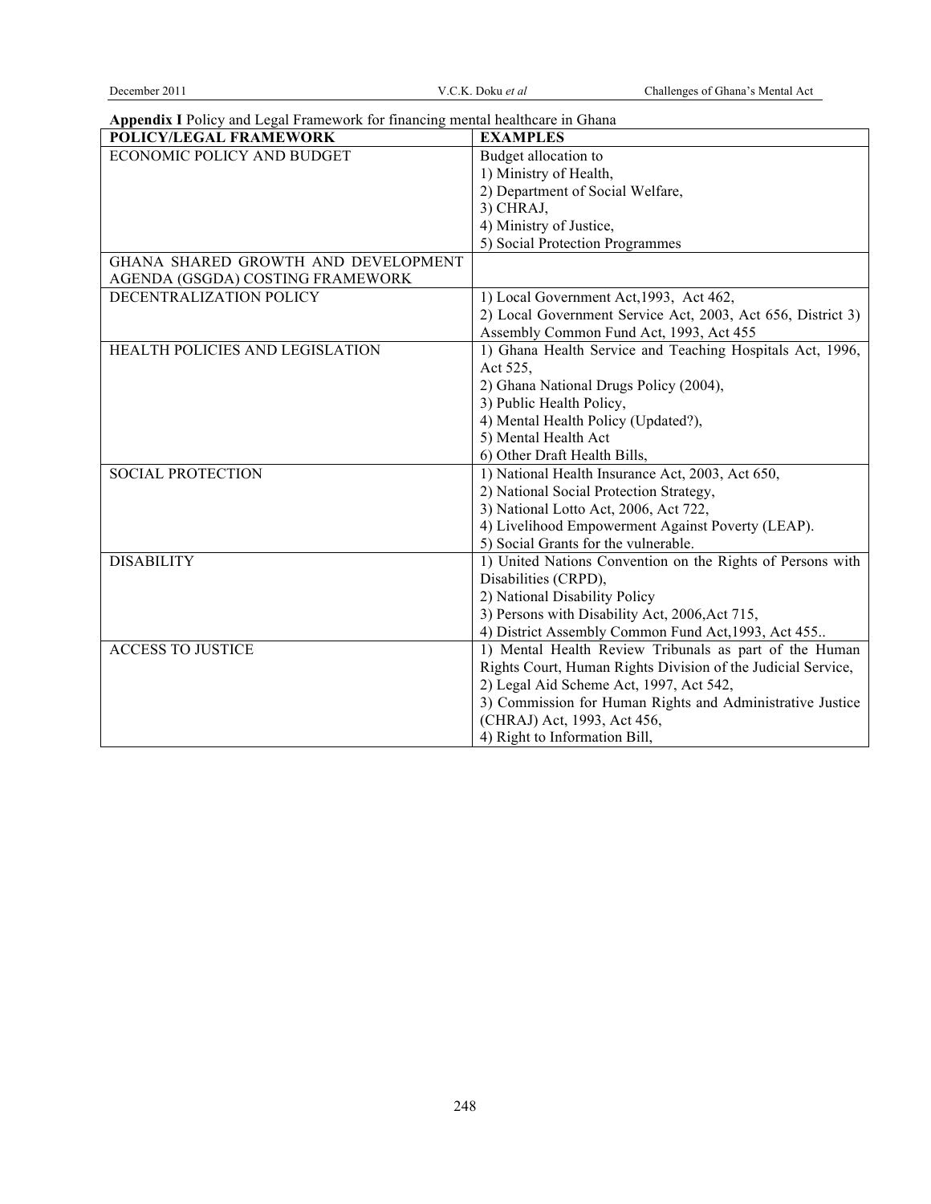**Appendix I** Policy and Legal Framework for financing mental healthcare in Ghana

| POLICY/LEGAL FRAMEWORK | EXAMPLES |
|---|---|
| ECONOMIC POLICY AND BUDGET | Budget allocation to<br>1) Ministry of Health,<br>2) Department of Social Welfare,<br>3) CHRAJ,<br>4) Ministry of Justice,<br>5) Social Protection Programmes |
| GHANA SHARED GROWTH AND DEVELOPMENT AGENDA (GSGDA) COSTING FRAMEWORK | |
| DECENTRALIZATION POLICY | 1) Local Government Act,1993, Act 462,<br>2) Local Government Service Act, 2003, Act 656, District 3) Assembly Common Fund Act, 1993, Act 455 |
| HEALTH POLICIES AND LEGISLATION | 1) Ghana Health Service and Teaching Hospitals Act, 1996, Act 525,<br>2) Ghana National Drugs Policy (2004),<br>3) Public Health Policy,<br>4) Mental Health Policy (Updated?),<br>5) Mental Health Act<br>6) Other Draft Health Bills, |
| SOCIAL PROTECTION | 1) National Health Insurance Act, 2003, Act 650,<br>2) National Social Protection Strategy,<br>3) National Lotto Act, 2006, Act 722,<br>4) Livelihood Empowerment Against Poverty (LEAP).<br>5) Social Grants for the vulnerable. |
| DISABILITY | 1) United Nations Convention on the Rights of Persons with Disabilities (CRPD),<br>2) National Disability Policy<br>3) Persons with Disability Act, 2006,Act 715,<br>4) District Assembly Common Fund Act,1993, Act 455.. |
| ACCESS TO JUSTICE | 1) Mental Health Review Tribunals as part of the Human Rights Court, Human Rights Division of the Judicial Service,<br>2) Legal Aid Scheme Act, 1997, Act 542,<br>3) Commission for Human Rights and Administrative Justice (CHRAJ) Act, 1993, Act 456,<br>4) Right to Information Bill, |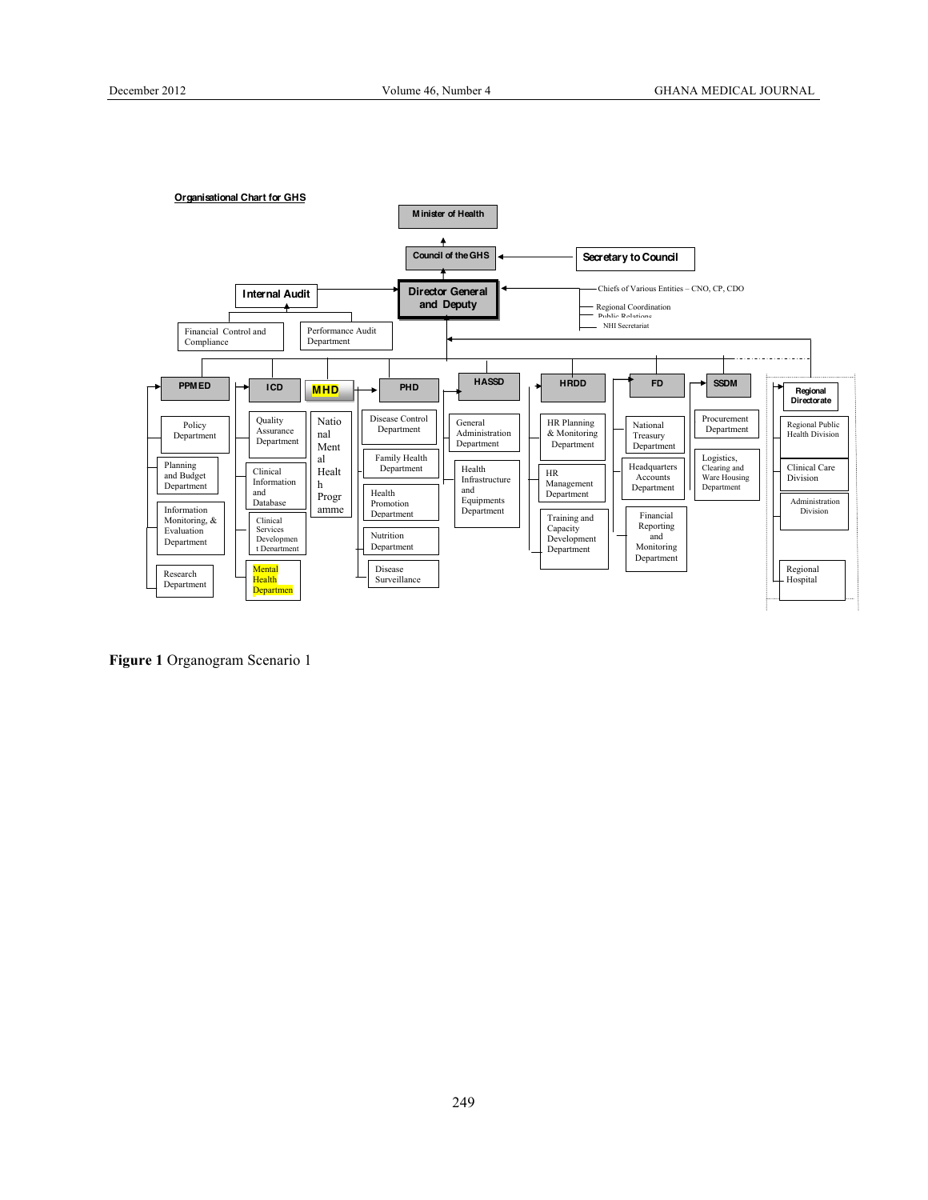**Organisational Chart for GHS**

- Minister of Health
  - Council of the GHS
    - Secretary to Council
    - Director General and Deputy
      - Internal Audit
        - Financial Control and Compliance
        - Performance Audit Department
      - Chiefs of Various Entities – CNO, CP, CDO
      - Regional Coordination
      - Public Relations
      - NHI Secretariat
      - PPMED
        - Policy Department
        - Planning and Budget Department
        - Information Monitoring, & Evaluation Department
        - Research Department
      - ICD
        - Quality Assurance Department
        - Clinical Information and Database
        - Clinical Services Development Department
        - Mental Health Departmen
      - MHD
        - National Mental Health Programme
      - PHD
        - Disease Control Department
        - Family Health Department
        - Health Promotion Department
        - Nutrition Department
        - Disease Surveillance
      - HASSD
        - General Administration Department
        - Health Infrastructure and Equipments Department
      - HRDD
        - HR Planning & Monitoring Department
        - HR Management Department
        - Training and Capacity Development Department
      - FD
        - National Treasury Department
        - Headquarters Accounts Department
        - Financial Reporting and Monitoring Department
      - SSDM
        - Procurement Department
        - Logistics, Clearing and Ware Housing Department
      - Regional Directorate
        - Regional Public Health Division
        - Clinical Care Division
        - Administration Division
        - Regional Hospital

**Figure 1** Organogram Scenario 1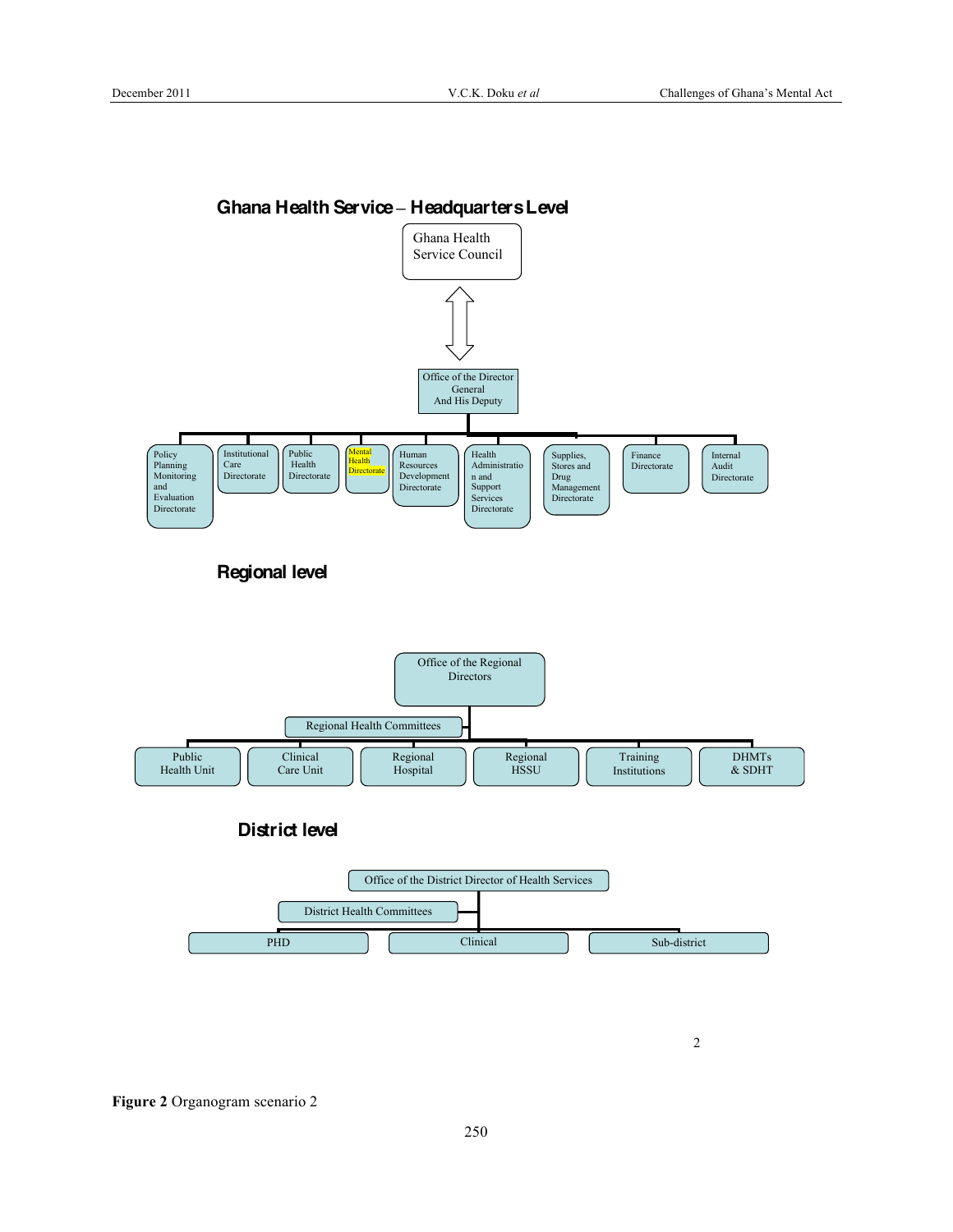## Ghana Health Service – Headquarters Level

Ghana Health Service Council

Office of the Director General And His Deputy

Policy Planning Monitoring and Evaluation Directorate

Institutional Care Directorate

Public Health Directorate

Mental Health Directorate

Human Resources Development Directorate

Health Administration and Support Services Directorate

Supplies, Stores and Drug Management Directorate

Finance Directorate

Internal Audit Directorate

## Regional level

Office of the Regional Directors

Regional Health Committees

Public Health Unit

Clinical Care Unit

Regional Hospital

Regional HSSU

Training Institutions

DHMTs & SDHT

## District level

Office of the District Director of Health Services

District Health Committees

PHD

Clinical

Sub-district

2

**Figure 2** Organogram scenario 2